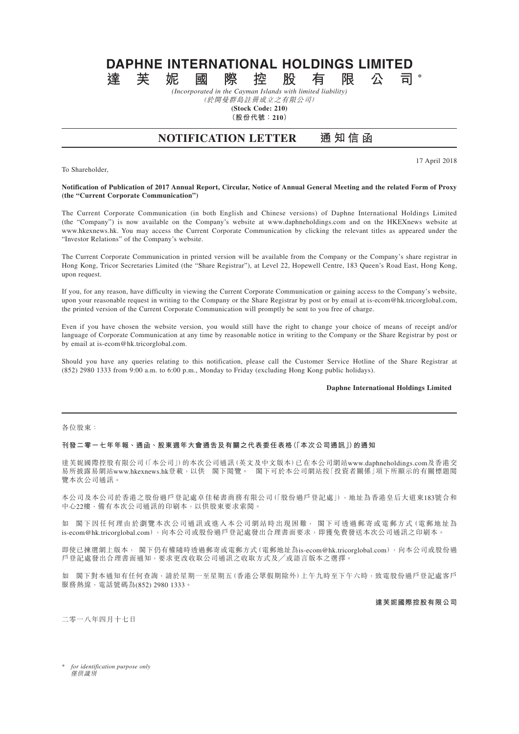# DAPHNE INTERNATIONAL HOLDINGS LIMITED

# 達芙妮國際控股有限公司*

*(Incorporated in the Cayman Islands with limited liability)*
*(於開曼群島註冊成立之有限公司)*
**(Stock Code: 210)**
**(股份代號：210)**

## NOTIFICATION LETTER 通知信函

17 April 2018

To Shareholder,

**Notification of Publication of 2017 Annual Report, Circular, Notice of Annual General Meeting and the related Form of Proxy (the "Current Corporate Communication")**

The Current Corporate Communication (in both English and Chinese versions) of Daphne International Holdings Limited (the "Company") is now available on the Company's website at www.daphneholdings.com and on the HKEXnews website at www.hkexnews.hk. You may access the Current Corporate Communication by clicking the relevant titles as appeared under the "Investor Relations" of the Company's website.

The Current Corporate Communication in printed version will be available from the Company or the Company's share registrar in Hong Kong, Tricor Secretaries Limited (the "Share Registrar"), at Level 22, Hopewell Centre, 183 Queen's Road East, Hong Kong, upon request.

If you, for any reason, have difficulty in viewing the Current Corporate Communication or gaining access to the Company's website, upon your reasonable request in writing to the Company or the Share Registrar by post or by email at is-ecom@hk.tricorglobal.com, the printed version of the Current Corporate Communication will promptly be sent to you free of charge.

Even if you have chosen the website version, you would still have the right to change your choice of means of receipt and/or language of Corporate Communication at any time by reasonable notice in writing to the Company or the Share Registrar by post or by email at is-ecom@hk.tricorglobal.com.

Should you have any queries relating to this notification, please call the Customer Service Hotline of the Share Registrar at (852) 2980 1333 from 9:00 a.m. to 6:00 p.m., Monday to Friday (excluding Hong Kong public holidays).

**Daphne International Holdings Limited**

---

各位股東：

**刊發二零一七年年報、通函、股東週年大會通告及有關之代表委任表格(「本次公司通訊」)的通知**

達芙妮國際控股有限公司(「本公司」)的本次公司通訊(英文及中文版本)已在本公司網站www.daphneholdings.com及香港交易所披露易網站www.hkexnews.hk登載，以供 閣下閱覽。 閣下可於本公司網站按「投資者關係」項下所顯示的有關標題閱覽本次公司通訊。

本公司及本公司於香港之股份過戶登記處卓佳秘書商務有限公司(「股份過戶登記處」)，地址為香港皇后大道東183號合和中心22樓，備有本次公司通訊的印刷本，以供股東要求索閱。

如 閣下因任何理由於瀏覽本次公司通訊或進入本公司網站時出現困難， 閣下可透過郵寄或電郵方式(電郵地址為is-ecom@hk.tricorglobal.com)，向本公司或股份過戶登記處發出合理書面要求，即獲免費發送本次公司通訊之印刷本。

即使已揀選網上版本， 閣下仍有權隨時透過郵寄或電郵方式(電郵地址為is-ecom@hk.tricorglobal.com)，向本公司或股份過戶登記處發出合理書面通知，要求更改收取公司通訊之收取方式及／或語言版本之選擇。

如 閣下對本通知有任何查詢，請於星期一至星期五(香港公眾假期除外)上午九時至下午六時，致電股份過戶登記處客戶服務熱線，電話號碼為(852) 2980 1333。

**達芙妮國際控股有限公司**

二零一八年四月十七日

\* *for identification purpose only*
*僅供識別*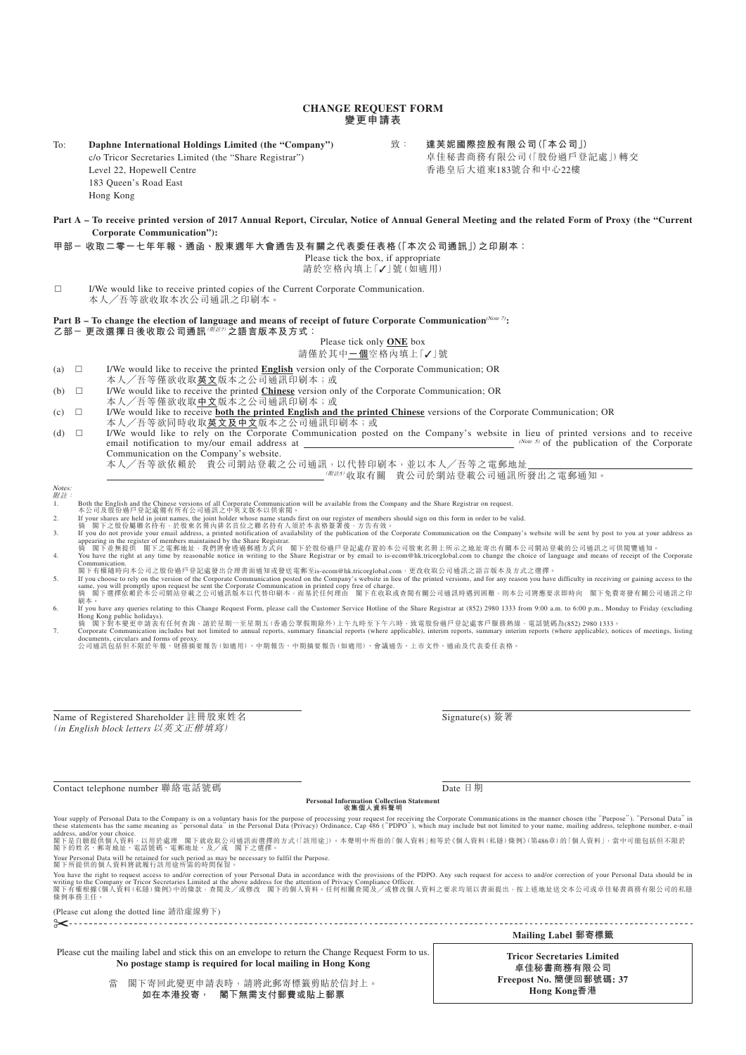# CHANGE REQUEST FORM
# 變更申請表

To: **Daphne International Holdings Limited (the "Company")**
c/o Tricor Secretaries Limited (the "Share Registrar")
Level 22, Hopewell Centre
183 Queen's Road East
Hong Kong

致： **達芙妮國際控股有限公司(「本公司」)**
卓佳秘書商務有限公司(「股份過戶登記處」)轉交
香港皇后大道東183號合和中心22樓

**Part A – To receive printed version of 2017 Annual Report, Circular, Notice of Annual General Meeting and the related Form of Proxy (the "Current Corporate Communication"):**

**甲部－ 收取二零一七年年報、通函、股東週年大會通告及有關之代表委任表格(「本次公司通訊」)之印刷本：**

Please tick the box, if appropriate
請於空格內填上「✓」號(如適用)

☐ I/We would like to receive printed copies of the Current Corporate Communication.
本人／吾等欲收取本次公司通訊之印刷本。

**Part B – To change the election of language and means of receipt of future Corporate Communication** (Note 7)**:**

**乙部－ 更改選擇日後收取公司通訊** (附註7) **之語言版本及方式：**

Please tick only **ONE** box
請僅於其中**一個**空格內填上「✓」號

(a) ☐ I/We would like to receive the printed **English** version only of the Corporate Communication; OR
本人／吾等僅欲收取**英文**版本之公司通訊印刷本；或

(b) ☐ I/We would like to receive the printed **Chinese** version only of the Corporate Communication; OR
本人／吾等僅欲收取**中文**版本之公司通訊印刷本；或

(c) ☐ I/We would like to receive **both the printed English and the printed Chinese** versions of the Corporate Communication; OR
本人／吾等欲同時收取**英文及中文**版本之公司通訊印刷本；或

(d) ☐ I/We would like to rely on the Corporate Communication posted on the Company's website in lieu of printed versions and to receive email notification to my/our email address at ______________________ (Note 5) of the publication of the Corporate Communication on the Company's website.
本人／吾等欲依賴於 貴公司網站登載之公司通訊，以代替印刷本，並以本人／吾等之電郵地址______________________ (附註5)收取有關 貴公司於網站登載公司通訊所發出之電郵通知。

*Notes:*
*附註：*

1. Both the English and the Chinese versions of all Corporate Communication will be available from the Company and the Share Registrar on request.
本公司及股份過戶登記處備有所有公司通訊之中英文版本以供索閱。
2. If your shares are held in joint names, the joint holder whose name stands first on our register of members should sign on this form in order to be valid.
倘 閣下之股份屬聯名持有，於股東名冊內排名首位之聯名持有人須於本表格簽署後，方告有效。
3. If you do not provide your email address, a printed notification of availability of the publication of the Corporate Communication on the Company's website will be sent by post to you at your address as appearing in the register of members maintained by the Share Registrar.
倘 閣下並無提供 閣下之電郵地址，我們將會透過郵遞方式向 閣下於股份過戶登記處存置的本公司股東名冊上所示之地址寄出有關本公司網站登載的公司通訊之可供閱覽通知。
4. You have the right at any time by reasonable notice in writing to the Share Registrar or by email to is-ecom@hk.tricorglobal.com to change the choice of language and means of receipt of the Corporate Communication.
閣下有權隨時向本公司之股份過戶登記處發出合理書面通知或發送電郵至is-ecom@hk.tricorglobal.com，更改收取公司通訊之語言版本及方式之選擇。
5. If you choose to rely on the version of the Corporate Communication posted on the Company's website in lieu of the printed versions, and for any reason you have difficulty in receiving or gaining access to the same, you will promptly upon request be sent the Corporate Communication in printed copy free of charge.
倘 閣下選擇依賴於本公司網站登載之公司通訊版本以代替印刷本，而基於任何理由 閣下在收取或查閱有關公司通訊時遇到困難，則本公司將應要求即時向 閣下免費寄發有關公司通訊之印刷本。
6. If you have any queries relating to this Change Request Form, please call the Customer Service Hotline of the Share Registrar at (852) 2980 1333 from 9:00 a.m. to 6:00 p.m., Monday to Friday (excluding Hong Kong public holidays).
倘 閣下對本變更申請表有任何查詢，請於星期一至星期五(香港公眾假期除外)上午九時至下午六時，致電股份過戶登記處客戶服務熱線，電話號碼為(852) 2980 1333。
7. Corporate Communication includes but not limited to annual reports, summary financial reports (where applicable), interim reports, summary interim reports (where applicable), notices of meetings, listing documents, circulars and forms of proxy.
公司通訊包括但不限於年報、財務摘要報告(如適用)、中期報告、中期摘要報告(如適用)、會議通告、上市文件、通函及代表委任表格。

Name of Registered Shareholder 註冊股東姓名
*(in English block letters 以英文正楷填寫)*

Signature(s) 簽署

Contact telephone number 聯絡電話號碼

Date 日期

**Personal Information Collection Statement**
**收集個人資料聲明**

Your supply of Personal Data to the Company is on a voluntary basis for the purpose of processing your request for receiving the Corporate Communications in the manner chosen (the "Purpose"). "Personal Data" in these statements has the same meaning as "personal data" in the Personal Data (Privacy) Ordinance, Cap 486 ("PDPO"), which may include but not limited to your name, mailing address, telephone number, e-mail address, and/or your choice.
閣下是自願提供個人資料，以用於處理 閣下就收取公司通訊而選擇的方式(「該用途」)。本聲明中所指的「個人資料」相等於《個人資料(私隱)條例》(第486章)的「個人資料」，當中可能包括但不限於 閣下的姓名、郵寄地址、電話號碼、電郵地址、及／或 閣下之選擇。

Your Personal Data will be retained for such period as may be necessary to fulfil the Purpose.
閣下所提供的個人資料將就履行該用途所需的時間保留。

You have the right to request access to and/or correction of your Personal Data in accordance with the provisions of the PDPO. Any such request for access to and/or correction of your Personal Data should be in writing to the Company or Tricor Secretaries Limited at the above address for the attention of Privacy Compliance Officer.
閣下有權根據《個人資料(私隱)條例》中的條款，查閱及／或修改 閣下的個人資料。任何相關查閱及／或修改個人資料之要求均須以書面提出，按上述地址送交本公司或卓佳秘書商務有限公司的私隱條例事務主任。

(Please cut along the dotted line 請沿虛線剪下)

✂- - - - - - - - - - - - - - - - - - - - - - - - - - - - - - - - - - - - - - - - - - - - - - - - - - - - - - -

Please cut the mailing label and stick this on an envelope to return the Change Request Form to us.
**No postage stamp is required for local mailing in Hong Kong**

當 閣下寄回此變更申請表時，請將此郵寄標籤剪貼於信封上。
**如在本港投寄， 閣下無需支付郵費或貼上郵票**

**Mailing Label 郵寄標籤**

**Tricor Secretaries Limited**
**卓佳秘書商務有限公司**
**Freepost No. 簡便回郵號碼: 37**
**Hong Kong香港**